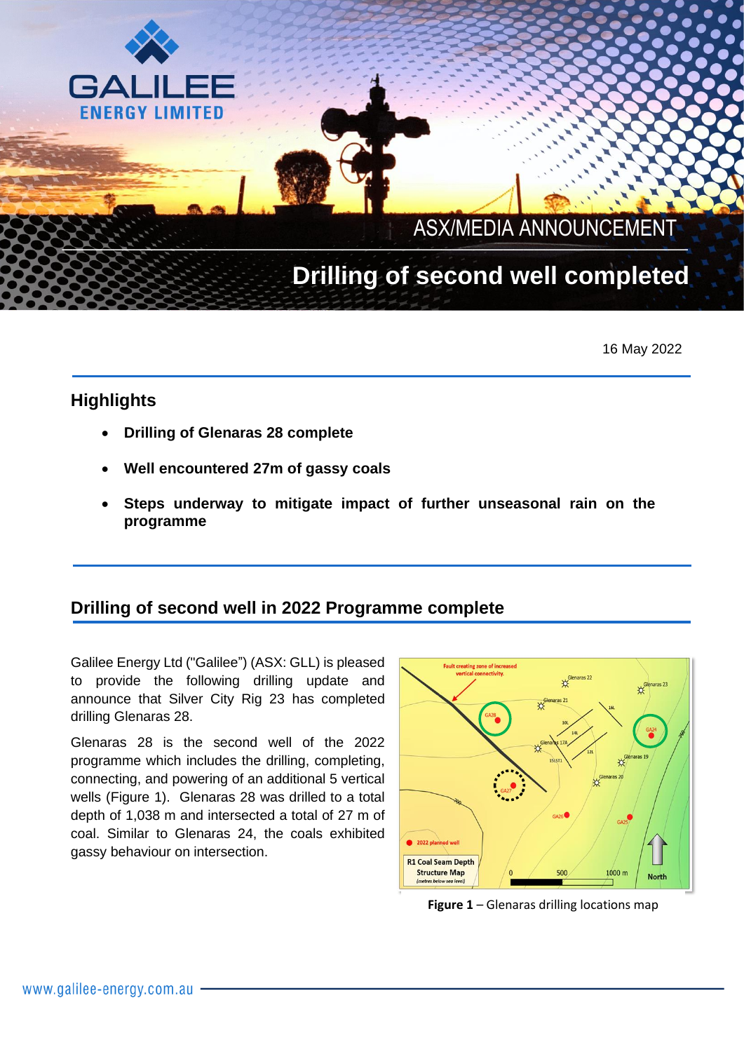# Drilling of second well completed

ASX/MEDIA ANNOUNCEMENT

16 May 2022

## Highlights

- **Drilling of Glenaras 28 complete**
- **Well encountered 27m of gassy coals**
- **Steps underway to mitigate impact of further unseasonal rain on the programme**

## Drilling of second well in 2022 Programme complete

Galilee Energy Ltd ("Galilee") (ASX: GLL) is pleased to provide the following drilling update and announce that Silver City Rig 23 has completed drilling Glenaras 28.

Glenaras 28 is the second well of the 2022 programme which includes the drilling, completing, connecting, and powering of an additional 5 vertical wells (Figure 1). Glenaras 28 was drilled to a total depth of 1,038 m and intersected a total of 27 m of coal. Similar to Glenaras 24, the coals exhibited gassy behaviour on intersection.

**Figure 1** – Glenaras drilling locations map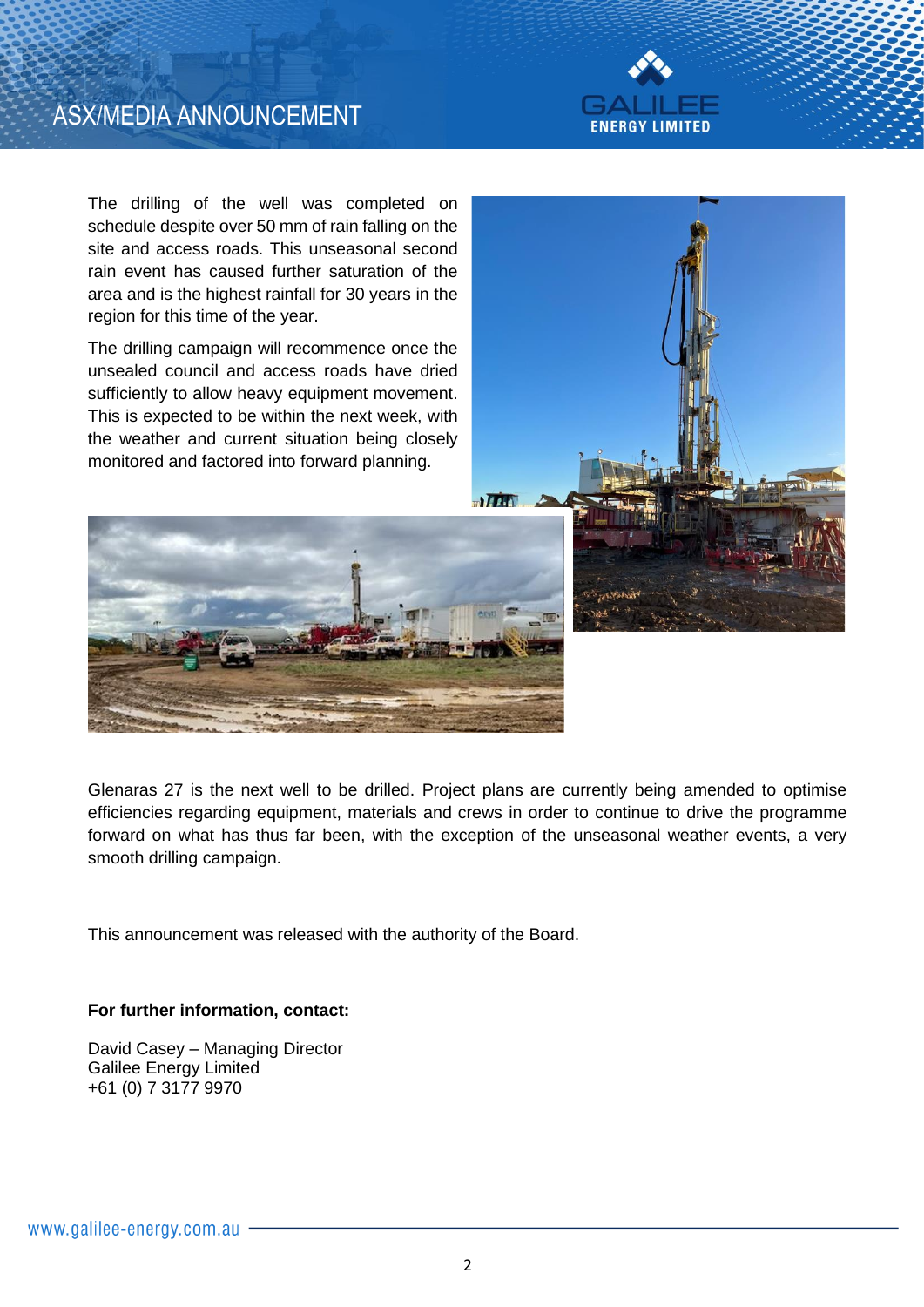The drilling of the well was completed on schedule despite over 50 mm of rain falling on the site and access roads. This unseasonal second rain event has caused further saturation of the area and is the highest rainfall for 30 years in the region for this time of the year.

The drilling campaign will recommence once the unsealed council and access roads have dried sufficiently to allow heavy equipment movement. This is expected to be within the next week, with the weather and current situation being closely monitored and factored into forward planning.

Glenaras 27 is the next well to be drilled. Project plans are currently being amended to optimise efficiencies regarding equipment, materials and crews in order to continue to drive the programme forward on what has thus far been, with the exception of the unseasonal weather events, a very smooth drilling campaign.

This announcement was released with the authority of the Board.

**For further information, contact:**

David Casey – Managing Director
Galilee Energy Limited
+61 (0) 7 3177 9970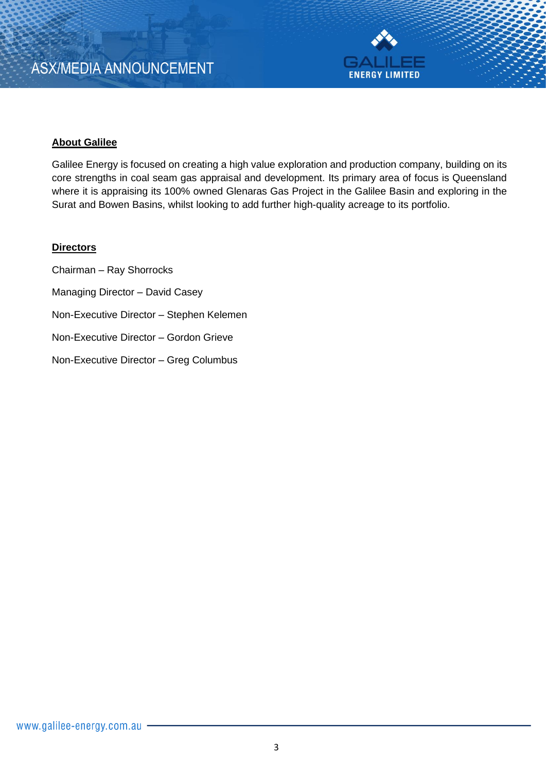**About Galilee**

Galilee Energy is focused on creating a high value exploration and production company, building on its core strengths in coal seam gas appraisal and development. Its primary area of focus is Queensland where it is appraising its 100% owned Glenaras Gas Project in the Galilee Basin and exploring in the Surat and Bowen Basins, whilst looking to add further high-quality acreage to its portfolio.

**Directors**

Chairman – Ray Shorrocks

Managing Director – David Casey

Non-Executive Director – Stephen Kelemen

Non-Executive Director – Gordon Grieve

Non-Executive Director – Greg Columbus